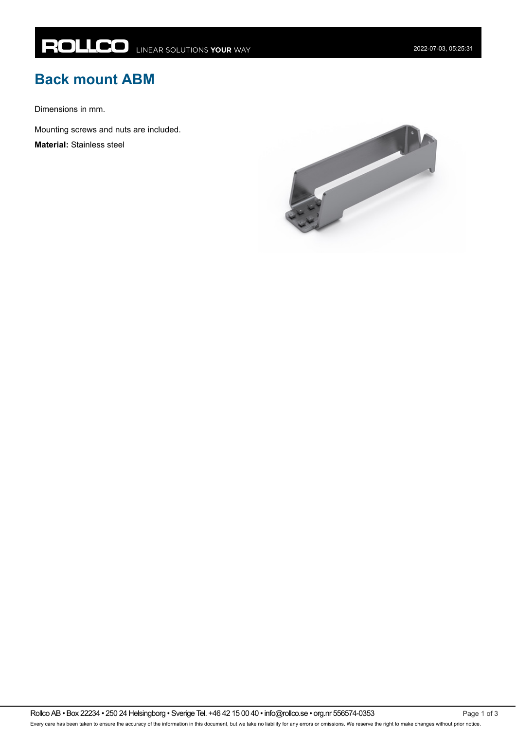# Back mount ABM

Dimensions in mm.

Mounting screws and nuts are included.

**Material:** Stainless steel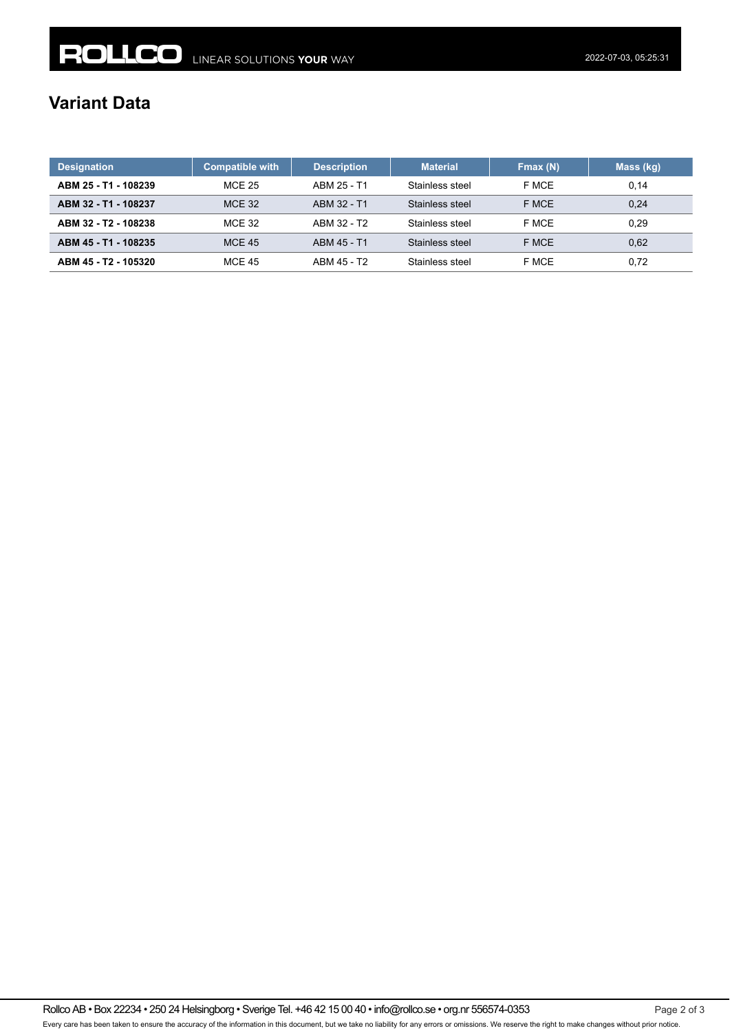# Variant Data

| Designation | Compatible with | Description | Material | Fmax (N) | Mass (kg) |
|---|---|---|---|---|---|
| **ABM 25 - T1 - 108239** | MCE 25 | ABM 25 - T1 | Stainless steel | F MCE | 0,14 |
| **ABM 32 - T1 - 108237** | MCE 32 | ABM 32 - T1 | Stainless steel | F MCE | 0,24 |
| **ABM 32 - T2 - 108238** | MCE 32 | ABM 32 - T2 | Stainless steel | F MCE | 0,29 |
| **ABM 45 - T1 - 108235** | MCE 45 | ABM 45 - T1 | Stainless steel | F MCE | 0,62 |
| **ABM 45 - T2 - 105320** | MCE 45 | ABM 45 - T2 | Stainless steel | F MCE | 0,72 |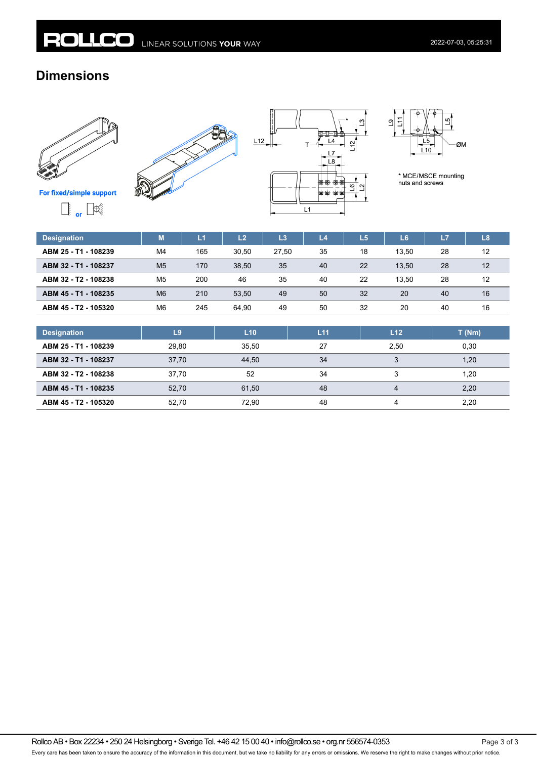## Dimensions

For fixed/simple support

or

* MCE/MSCE mounting nuts and screws

| Designation | M | L1 | L2 | L3 | L4 | L5 | L6 | L7 | L8 |
|---|---|---|---|---|---|---|---|---|---|
| **ABM 25 - T1 - 108239** | M4 | 165 | 30,50 | 27,50 | 35 | 18 | 13,50 | 28 | 12 |
| **ABM 32 - T1 - 108237** | M5 | 170 | 38,50 | 35 | 40 | 22 | 13,50 | 28 | 12 |
| **ABM 32 - T2 - 108238** | M5 | 200 | 46 | 35 | 40 | 22 | 13,50 | 28 | 12 |
| **ABM 45 - T1 - 108235** | M6 | 210 | 53,50 | 49 | 50 | 32 | 20 | 40 | 16 |
| **ABM 45 - T2 - 105320** | M6 | 245 | 64,90 | 49 | 50 | 32 | 20 | 40 | 16 |

| Designation | L9 | L10 | L11 | L12 | T (Nm) |
|---|---|---|---|---|---|
| **ABM 25 - T1 - 108239** | 29,80 | 35,50 | 27 | 2,50 | 0,30 |
| **ABM 32 - T1 - 108237** | 37,70 | 44,50 | 34 | 3 | 1,20 |
| **ABM 32 - T2 - 108238** | 37,70 | 52 | 34 | 3 | 1,20 |
| **ABM 45 - T1 - 108235** | 52,70 | 61,50 | 48 | 4 | 2,20 |
| **ABM 45 - T2 - 105320** | 52,70 | 72,90 | 48 | 4 | 2,20 |

Rollco AB • Box 22234 • 250 24 Helsingborg • Sverige Tel. +46 42 15 00 40 • info@rollco.se • org.nr 556574-0353

Every care has been taken to ensure the accuracy of the information in this document, but we take no liability for any errors or omissions. We reserve the right to make changes without prior notice.